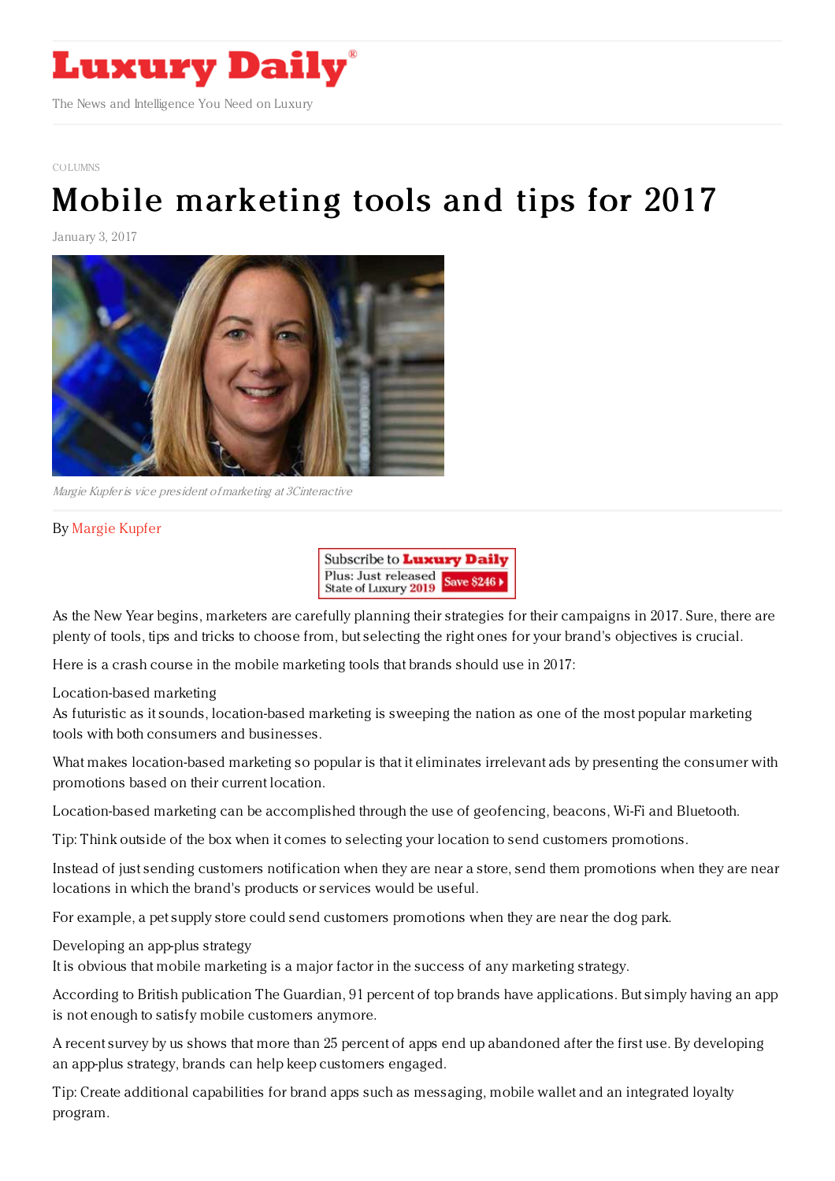# Luxury Daily

The News and Intelligence You Need on Luxury

COLUMNS

# Mobile marketing tools and tips for 2017

January 3, 2017

*Margie Kupfer is vice president of marketing at 3Cinteractive*

By Margie Kupfer

As the New Year begins, marketers are carefully planning their strategies for their campaigns in 2017. Sure, there are plenty of tools, tips and tricks to choose from, but selecting the right ones for your brand's objectives is crucial.

Here is a crash course in the mobile marketing tools that brands should use in 2017:

Location-based marketing
As futuristic as it sounds, location-based marketing is sweeping the nation as one of the most popular marketing tools with both consumers and businesses.

What makes location-based marketing so popular is that it eliminates irrelevant ads by presenting the consumer with promotions based on their current location.

Location-based marketing can be accomplished through the use of geofencing, beacons, Wi-Fi and Bluetooth.

Tip: Think outside of the box when it comes to selecting your location to send customers promotions.

Instead of just sending customers notification when they are near a store, send them promotions when they are near locations in which the brand's products or services would be useful.

For example, a pet supply store could send customers promotions when they are near the dog park.

Developing an app-plus strategy
It is obvious that mobile marketing is a major factor in the success of any marketing strategy.

According to British publication The Guardian, 91 percent of top brands have applications. But simply having an app is not enough to satisfy mobile customers anymore.

A recent survey by us shows that more than 25 percent of apps end up abandoned after the first use. By developing an app-plus strategy, brands can help keep customers engaged.

Tip: Create additional capabilities for brand apps such as messaging, mobile wallet and an integrated loyalty program.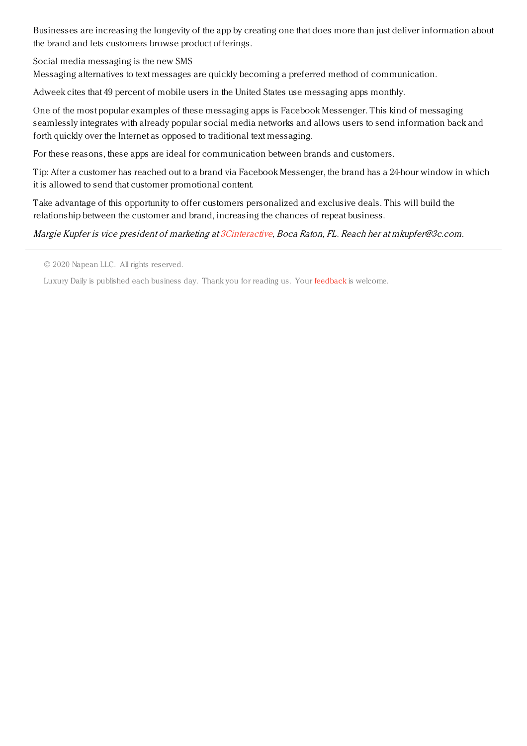Businesses are increasing the longevity of the app by creating one that does more than just deliver information about the brand and lets customers browse product offerings.

Social media messaging is the new SMS

Messaging alternatives to text messages are quickly becoming a preferred method of communication.

Adweek cites that 49 percent of mobile users in the United States use messaging apps monthly.

One of the most popular examples of these messaging apps is Facebook Messenger. This kind of messaging seamlessly integrates with already popular social media networks and allows users to send information back and forth quickly over the Internet as opposed to traditional text messaging.

For these reasons, these apps are ideal for communication between brands and customers.

Tip: After a customer has reached out to a brand via Facebook Messenger, the brand has a 24-hour window in which it is allowed to send that customer promotional content.

Take advantage of this opportunity to offer customers personalized and exclusive deals. This will build the relationship between the customer and brand, increasing the chances of repeat business.

*Margie Kupfer is vice president of marketing at 3Cinteractive, Boca Raton, FL. Reach her at mkupfer@3c.com.*

© 2020 Napean LLC. All rights reserved.

Luxury Daily is published each business day. Thank you for reading us. Your feedback is welcome.